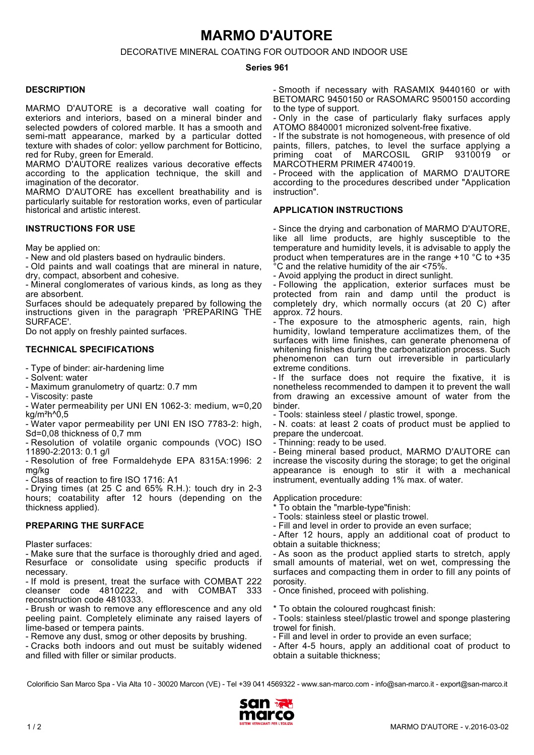# MARMO D'AUTORE

DECORATIVE MINERAL COATING FOR OUTDOOR AND INDOOR USE

**Series 961**

## DESCRIPTION

MARMO D'AUTORE is a decorative wall coating for exteriors and interiors, based on a mineral binder and selected powders of colored marble. It has a smooth and semi-matt appearance, marked by a particular dotted texture with shades of color: yellow parchment for Botticino, red for Ruby, green for Emerald.

MARMO D'AUTORE realizes various decorative effects according to the application technique, the skill and imagination of the decorator.

MARMO D'AUTORE has excellent breathability and is particularly suitable for restoration works, even of particular historical and artistic interest.

## INSTRUCTIONS FOR USE

May be applied on:

- New and old plasters based on hydraulic binders.
- Old paints and wall coatings that are mineral in nature, dry, compact, absorbent and cohesive.
- Mineral conglomerates of various kinds, as long as they are absorbent.

Surfaces should be adequately prepared by following the instructions given in the paragraph 'PREPARING THE SURFACE'.

Do not apply on freshly painted surfaces.

## TECHNICAL SPECIFICATIONS

- Type of binder: air-hardening lime
- Solvent: water
- Maximum granulometry of quartz: 0.7 mm
- Viscosity: paste
- Water permeability per UNI EN 1062-3: medium, w=0,20 $kg/m^2h^{0,5}$
- Water vapor permeability per UNI EN ISO 7783-2: high, Sd=0,08 thickness of 0,7 mm
- Resolution of volatile organic compounds (VOC) ISO 11890-2:2013: 0.1 g/l
- Resolution of free Formaldehyde EPA 8315A:1996: 2 mg/kg
- Class of reaction to fire ISO 1716: A1
- Drying times (at 25 C and 65% R.H.): touch dry in 2-3 hours; coatability after 12 hours (depending on the thickness applied).

## PREPARING THE SURFACE

Plaster surfaces:

- Make sure that the surface is thoroughly dried and aged. Resurface or consolidate using specific products if necessary.
- If mold is present, treat the surface with COMBAT 222 cleanser code 4810222, and with COMBAT 333 reconstruction code 4810333.
- Brush or wash to remove any efflorescence and any old peeling paint. Completely eliminate any raised layers of lime-based or tempera paints.
- Remove any dust, smog or other deposits by brushing.
- Cracks both indoors and out must be suitably widened and filled with filler or similar products.
- Smooth if necessary with RASAMIX 9440160 or with BETOMARC 9450150 or RASOMARC 9500150 according to the type of support.
- Only in the case of particularly flaky surfaces apply ATOMO 8840001 micronized solvent-free fixative.
- If the substrate is not homogeneous, with presence of old paints, fillers, patches, to level the surface applying a priming coat of MARCOSIL GRIP 9310019 or MARCOTHERM PRIMER 4740019.
- Proceed with the application of MARMO D'AUTORE according to the procedures described under "Application instruction".

## APPLICATION INSTRUCTIONS

- Since the drying and carbonation of MARMO D'AUTORE, like all lime products, are highly susceptible to the temperature and humidity levels, it is advisable to apply the product when temperatures are in the range +10 °C to +35 °C and the relative humidity of the air <75%.
- Avoid applying the product in direct sunlight.
- Following the application, exterior surfaces must be protected from rain and damp until the product is completely dry, which normally occurs (at 20 C) after approx. 72 hours.
- The exposure to the atmospheric agents, rain, high humidity, lowland temperature acclimatizes them, of the surfaces with lime finishes, can generate phenomena of whitening finishes during the carbonatization process. Such phenomenon can turn out irreversible in particularly extreme conditions.
- If the surface does not require the fixative, it is nonetheless recommended to dampen it to prevent the wall from drawing an excessive amount of water from the binder.
- Tools: stainless steel / plastic trowel, sponge.
- N. coats: at least 2 coats of product must be applied to prepare the undercoat.
- Thinning: ready to be used.
- Being mineral based product, MARMO D'AUTORE can increase the viscosity during the storage; to get the original appearance is enough to stir it with a mechanical instrument, eventually adding 1% max. of water.

Application procedure:

* To obtain the "marble-type"finish:

- Tools: stainless steel or plastic trowel.
- Fill and level in order to provide an even surface;
- After 12 hours, apply an additional coat of product to obtain a suitable thickness;
- As soon as the product applied starts to stretch, apply small amounts of material, wet on wet, compressing the surfaces and compacting them in order to fill any points of porosity.
- Once finished, proceed with polishing.

* To obtain the coloured roughcast finish:

- Tools: stainless steel/plastic trowel and sponge plastering trowel for finish.
- Fill and level in order to provide an even surface;
- After 4-5 hours, apply an additional coat of product to obtain a suitable thickness;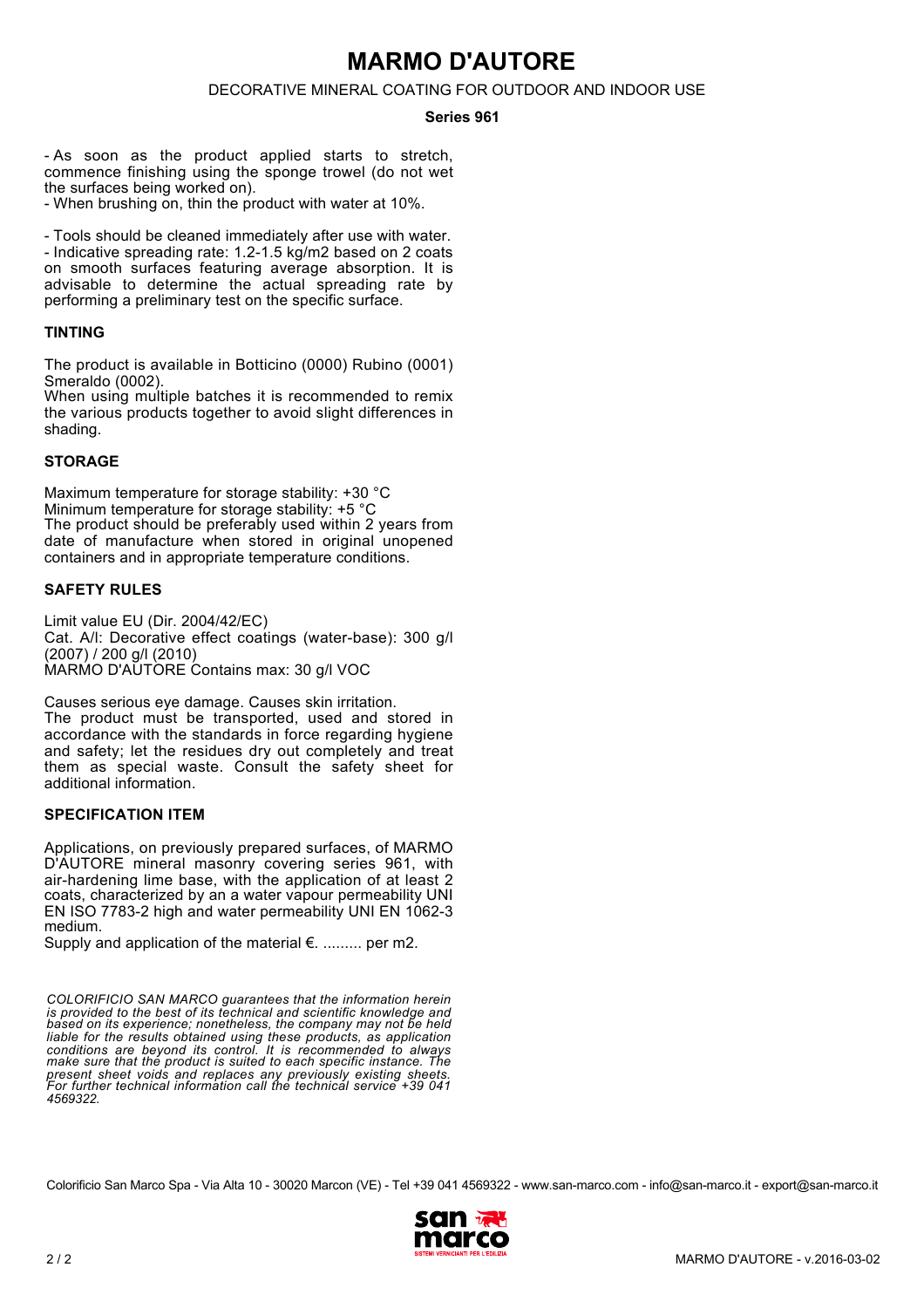# MARMO D'AUTORE

DECORATIVE MINERAL COATING FOR OUTDOOR AND INDOOR USE

**Series 961**

- As soon as the product applied starts to stretch, commence finishing using the sponge trowel (do not wet the surfaces being worked on).
- When brushing on, thin the product with water at 10%.

- Tools should be cleaned immediately after use with water.
- Indicative spreading rate: 1.2-1.5 kg/m2 based on 2 coats on smooth surfaces featuring average absorption. It is advisable to determine the actual spreading rate by performing a preliminary test on the specific surface.

### TINTING

The product is available in Botticino (0000) Rubino (0001) Smeraldo (0002).
When using multiple batches it is recommended to remix the various products together to avoid slight differences in shading.

### STORAGE

Maximum temperature for storage stability: +30 °C
Minimum temperature for storage stability: +5 °C
The product should be preferably used within 2 years from date of manufacture when stored in original unopened containers and in appropriate temperature conditions.

### SAFETY RULES

Limit value EU (Dir. 2004/42/EC)
Cat. A/l: Decorative effect coatings (water-base): 300 g/l (2007) / 200 g/l (2010)
MARMO D'AUTORE Contains max: 30 g/l VOC

Causes serious eye damage. Causes skin irritation.
The product must be transported, used and stored in accordance with the standards in force regarding hygiene and safety; let the residues dry out completely and treat them as special waste. Consult the safety sheet for additional information.

### SPECIFICATION ITEM

Applications, on previously prepared surfaces, of MARMO D'AUTORE mineral masonry covering series 961, with air-hardening lime base, with the application of at least 2 coats, characterized by an a water vapour permeability UNI EN ISO 7783-2 high and water permeability UNI EN 1062-3 medium.
Supply and application of the material €. ......... per m2.

*COLORIFICIO SAN MARCO guarantees that the information herein is provided to the best of its technical and scientific knowledge and based on its experience; nonetheless, the company may not be held liable for the results obtained using these products, as application conditions are beyond its control. It is recommended to always make sure that the product is suited to each specific instance. The present sheet voids and replaces any previously existing sheets. For further technical information call the technical service +39 041 4569322.*

Colorificio San Marco Spa - Via Alta 10 - 30020 Marcon (VE) - Tel +39 041 4569322 - www.san-marco.com - info@san-marco.it - export@san-marco.it